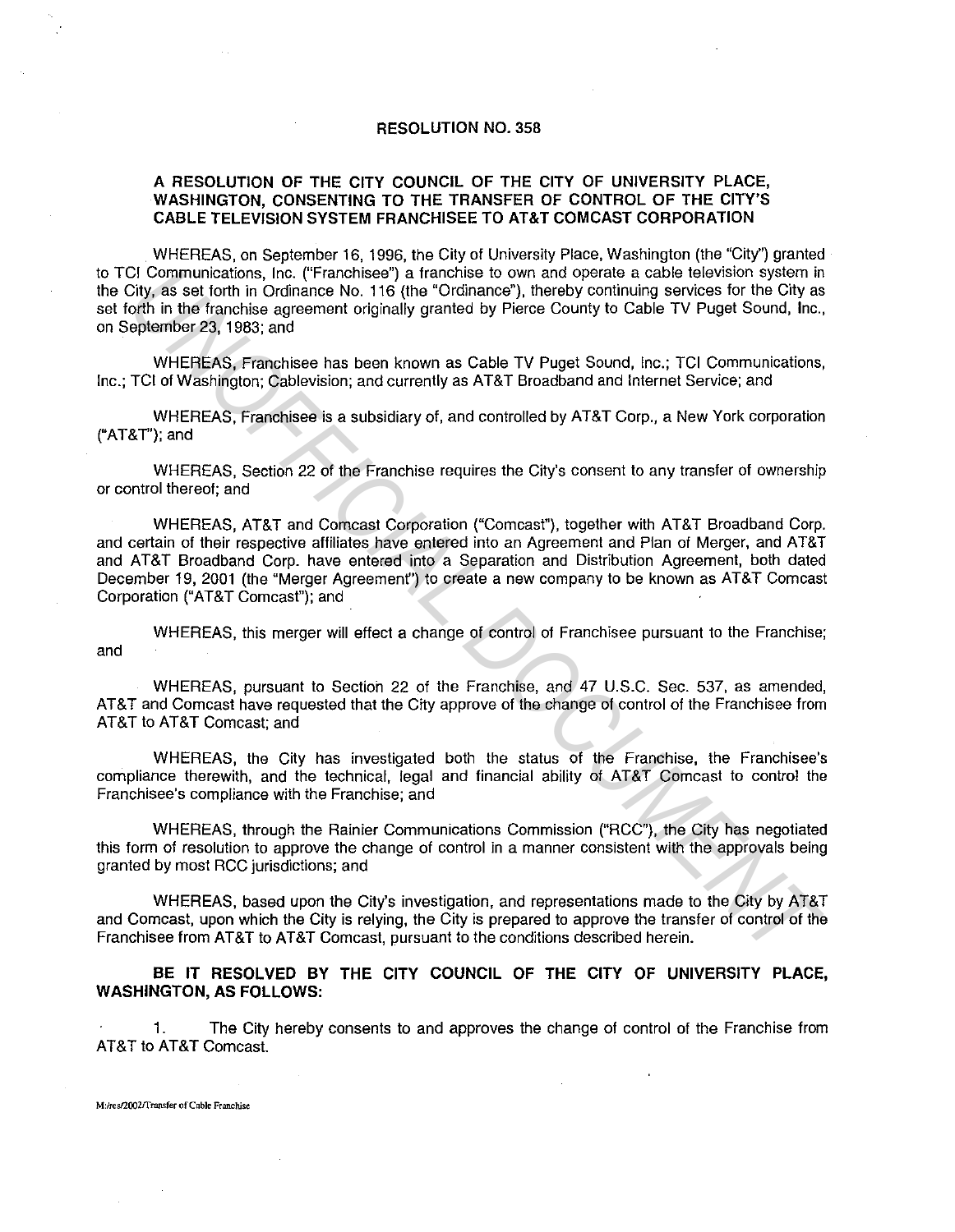# RESOLUTION NO. 358

## A RESOLUTION OF THE CITY COUNCIL OF THE CITY OF UNIVERSITY PLACE, WASHINGTON, CONSENTING TO THE TRANSFER OF CONTROL OF THE CITY'S CABLE TELEVISION SYSTEM FRANCHISEE TO AT&T COMCAST CORPORATION

WHEREAS, on September 16, 1996, the City of University Place, Washington (the "City") granted to TCI Communications, Inc. ("Franchisee") a franchise to own and operate a cable television system in the City, as set forth in Ordinance No. 116 (the "Ordinance"), thereby continuing services for the City as set forth in the franchise agreement originally granted by Pierce County to Cable TV Puget Sound, Inc., on September 23, 1983; and

WHEREAS, Franchisee has been known as Cable TV Puget Sound, Inc.; TCI Communications, Inc.; TCI of Washington; Cablevision; and currently as AT&T Broadband and Internet Service; and

WHEREAS, Franchisee is a subsidiary of, and controlled by AT&T Corp., a New York corporation ("AT&T"); and

WHEREAS, Section 22 of the Franchise requires the City's consent to any transfer of ownership or control thereof; and

WHEREAS, AT&T and Comcast Corporation ("Comcast"), together with AT&T Broadband Corp. and certain of their respective affiliates have entered into an Agreement and Plan of Merger, and AT&T and AT&T Broadband Corp. have entered into a Separation and Distribution Agreement, both dated December 19, 2001 (the "Merger Agreement") to create a new company to be known as AT&T Comcast Corporation ("AT&T Comcast"); and

WHEREAS, this merger will effect a change of control of Franchisee pursuant to the Franchise; and

WHEREAS, pursuant to Section 22 of the Franchise, and 47 U.S.C. Sec. 537, as amended, AT&T and Comcast have requested that the City approve of the change of control of the Franchisee from AT&T to AT&T Comcast; and

WHEREAS, the City has investigated both the status of the Franchise, the Franchisee's compliance therewith, and the technical, legal and financial ability of AT&T Comcast to control the Franchisee's compliance with the Franchise; and

WHEREAS, through the Rainier Communications Commission ("RCC"), the City has negotiated this form of resolution to approve the change of control in a manner consistent with the approvals being granted by most RCC jurisdictions; and

WHEREAS, based upon the City's investigation, and representations made to the City by AT&T and Comcast, upon which the City is relying, the City is prepared to approve the transfer of control of the Franchisee from AT&T to AT&T Comcast, pursuant to the conditions described herein.

**BE IT RESOLVED BY THE CITY COUNCIL OF THE CITY OF UNIVERSITY PLACE, WASHINGTON, AS FOLLOWS:**

1. The City hereby consents to and approves the change of control of the Franchise from AT&T to AT&T Comcast.

M:/res/2002/Transfer of Cable Franchise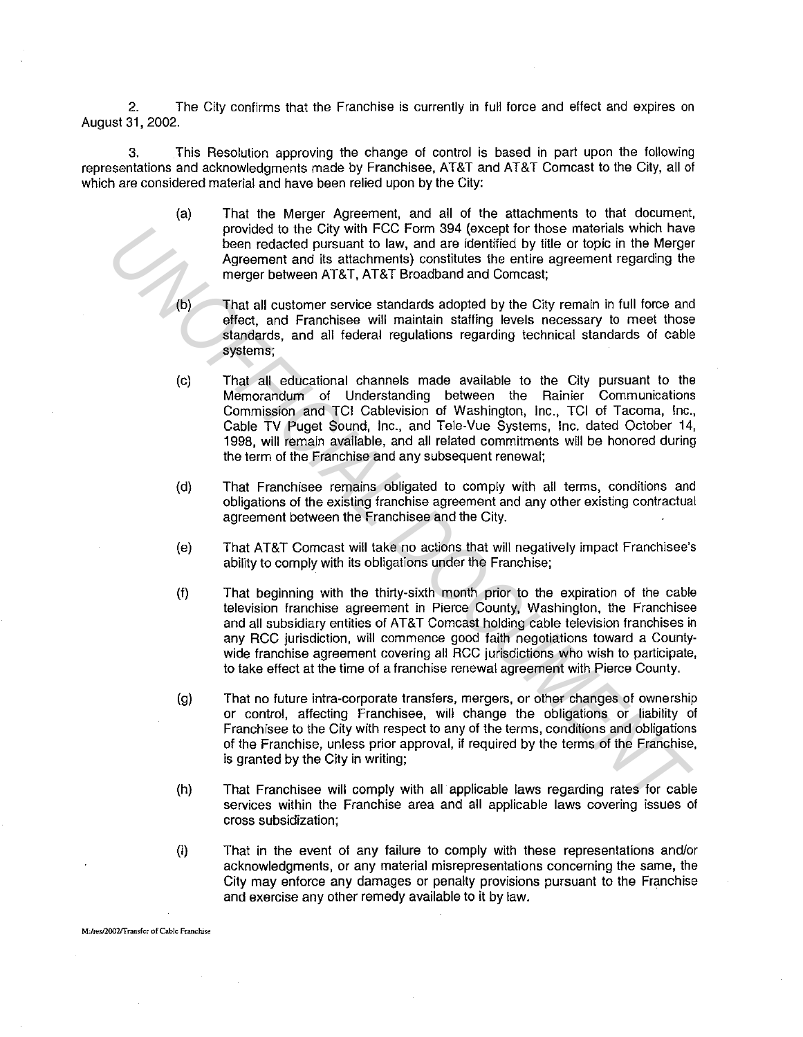2. The City confirms that the Franchise is currently in full force and effect and expires on August 31, 2002.

3. This Resolution approving the change of control is based in part upon the following representations and acknowledgments made by Franchisee, AT&T and AT&T Comcast to the City, all of which are considered material and have been relied upon by the City:

(a) That the Merger Agreement, and all of the attachments to that document, provided to the City with FCC Form 394 (except for those materials which have been redacted pursuant to law, and are identified by title or topic in the Merger Agreement and its attachments) constitutes the entire agreement regarding the merger between AT&T, AT&T Broadband and Comcast;

(b) That all customer service standards adopted by the City remain in full force and effect, and Franchisee will maintain staffing levels necessary to meet those standards, and all federal regulations regarding technical standards of cable systems;

(c) That all educational channels made available to the City pursuant to the Memorandum of Understanding between the Rainier Communications Commission and TCI Cablevision of Washington, Inc., TCI of Tacoma, Inc., Cable TV Puget Sound, Inc., and Tele-Vue Systems, Inc. dated October 14, 1998, will remain available, and all related commitments will be honored during the term of the Franchise and any subsequent renewal;

(d) That Franchisee remains obligated to comply with all terms, conditions and obligations of the existing franchise agreement and any other existing contractual agreement between the Franchisee and the City.

(e) That AT&T Comcast will take no actions that will negatively impact Franchisee's ability to comply with its obligations under the Franchise;

(f) That beginning with the thirty-sixth month prior to the expiration of the cable television franchise agreement in Pierce County, Washington, the Franchisee and all subsidiary entities of AT&T Comcast holding cable television franchises in any RCC jurisdiction, will commence good faith negotiations toward a County-wide franchise agreement covering all RCC jurisdictions who wish to participate, to take effect at the time of a franchise renewal agreement with Pierce County.

(g) That no future intra-corporate transfers, mergers, or other changes of ownership or control, affecting Franchisee, will change the obligations or liability of Franchisee to the City with respect to any of the terms, conditions and obligations of the Franchise, unless prior approval, if required by the terms of the Franchise, is granted by the City in writing;

(h) That Franchisee will comply with all applicable laws regarding rates for cable services within the Franchise area and all applicable laws covering issues of cross subsidization;

(i) That in the event of any failure to comply with these representations and/or acknowledgments, or any material misrepresentations concerning the same, the City may enforce any damages or penalty provisions pursuant to the Franchise and exercise any other remedy available to it by law.

M:/res/2002/Transfer of Cable Franchise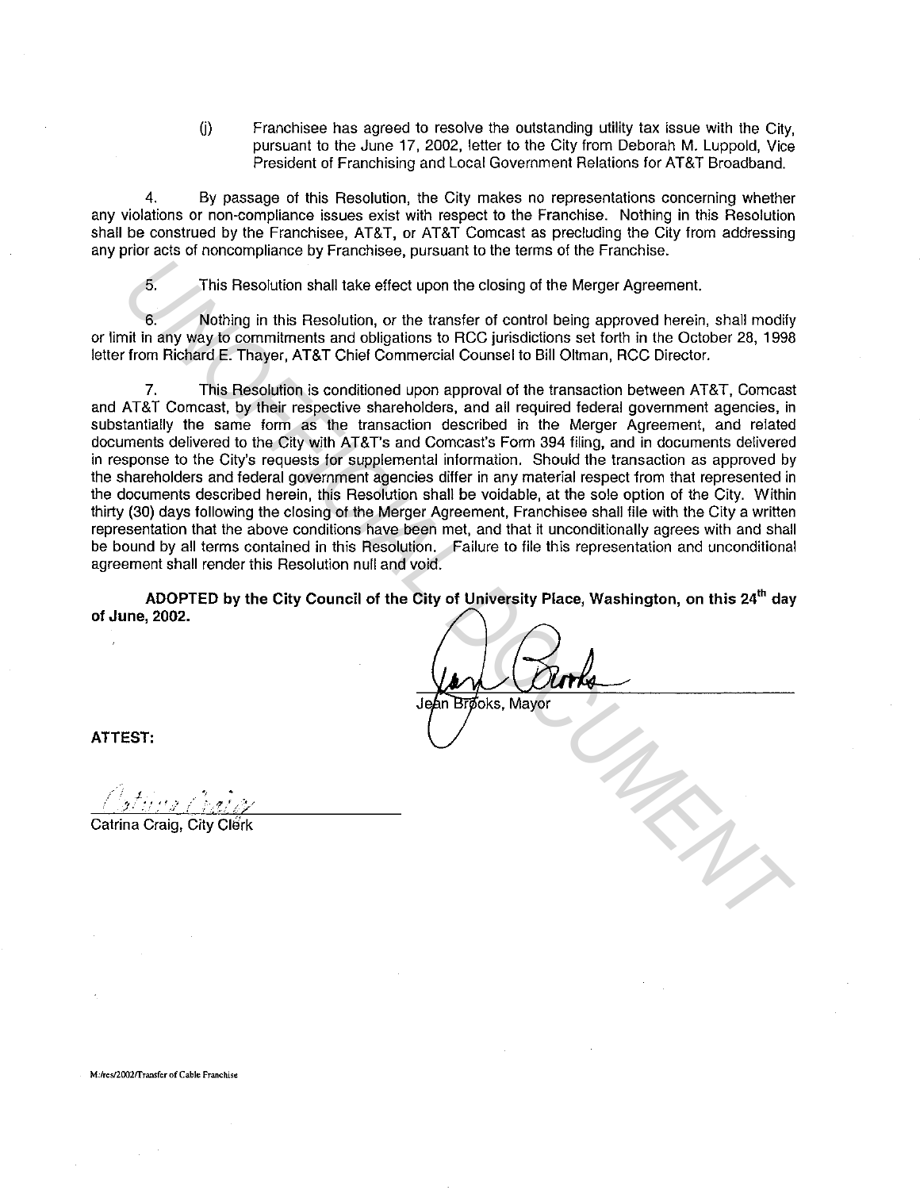(j) Franchisee has agreed to resolve the outstanding utility tax issue with the City, pursuant to the June 17, 2002, letter to the City from Deborah M. Luppold, Vice President of Franchising and Local Government Relations for AT&T Broadband.

4. By passage of this Resolution, the City makes no representations concerning whether any violations or non-compliance issues exist with respect to the Franchise. Nothing in this Resolution shall be construed by the Franchisee, AT&T, or AT&T Comcast as precluding the City from addressing any prior acts of noncompliance by Franchisee, pursuant to the terms of the Franchise.

5. This Resolution shall take effect upon the closing of the Merger Agreement.

6. Nothing in this Resolution, or the transfer of control being approved herein, shall modify or limit in any way to commitments and obligations to RCC jurisdictions set forth in the October 28, 1998 letter from Richard E. Thayer, AT&T Chief Commercial Counsel to Bill Oltman, RCC Director.

7. This Resolution is conditioned upon approval of the transaction between AT&T, Comcast and AT&T Comcast, by their respective shareholders, and all required federal government agencies, in substantially the same form as the transaction described in the Merger Agreement, and related documents delivered to the City with AT&T's and Comcast's Form 394 filing, and in documents delivered in response to the City's requests for supplemental information. Should the transaction as approved by the shareholders and federal government agencies differ in any material respect from that represented in the documents described herein, this Resolution shall be voidable, at the sole option of the City. Within thirty (30) days following the closing of the Merger Agreement, Franchisee shall file with the City a written representation that the above conditions have been met, and that it unconditionally agrees with and shall be bound by all terms contained in this Resolution. Failure to file this representation and unconditional agreement shall render this Resolution null and void.

**ADOPTED by the City Council of the City of University Place, Washington, on this 24th day of June, 2002.**

Jean Brooks, Mayor

**ATTEST:**

Catrina Craig, City Clerk

M:/res/2002/Transfer of Cable Franchise